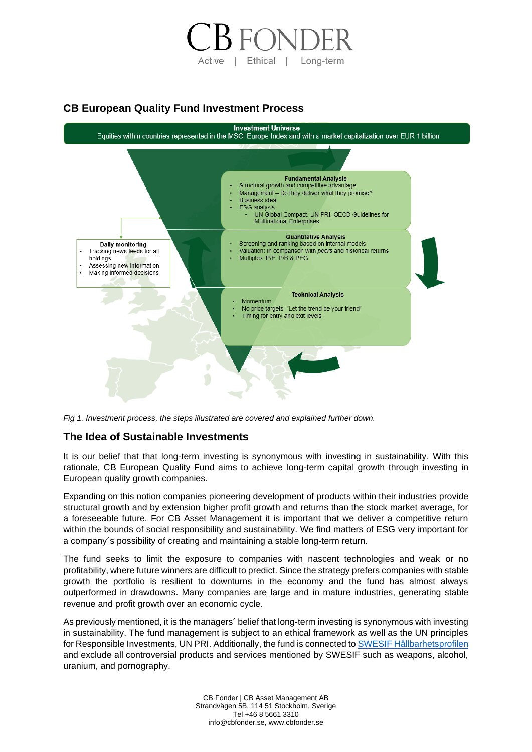# CB FONDER

Active | Ethical | Long-term

## CB European Quality Fund Investment Process

**Investment Universe**
Equities within countries represented in the MSCI Europe Index and with a market capitalization over EUR 1 billion

**Fundamental Analysis**
- Structural growth and competitive advantage
- Management – Do they deliver what they promise?
- Business idea
- ESG analysis:
  - UN Global Compact, UN PRI, OECD Guidelines for Multinational Enterprises

**Quantitative Analysis**
- Screening and ranking based on internal models
- Valuation: in comparison with *peers* and historical returns
- Multiples: P/E, P/B & PEG

**Technical Analysis**
- Momentum
- No price targets: "Let the trend be your friend"
- Timing for entry and exit levels

**Daily monitoring**
- Tracking news feeds for all holdings
- Assessing new information
- Making informed decisions

*Fig 1. Investment process, the steps illustrated are covered and explained further down.*

## The Idea of Sustainable Investments

It is our belief that that long-term investing is synonymous with investing in sustainability. With this rationale, CB European Quality Fund aims to achieve long-term capital growth through investing in European quality growth companies.

Expanding on this notion companies pioneering development of products within their industries provide structural growth and by extension higher profit growth and returns than the stock market average, for a foreseeable future. For CB Asset Management it is important that we deliver a competitive return within the bounds of social responsibility and sustainability. We find matters of ESG very important for a company´s possibility of creating and maintaining a stable long-term return.

The fund seeks to limit the exposure to companies with nascent technologies and weak or no profitability, where future winners are difficult to predict. Since the strategy prefers companies with stable growth the portfolio is resilient to downturns in the economy and the fund has almost always outperformed in drawdowns. Many companies are large and in mature industries, generating stable revenue and profit growth over an economic cycle.

As previously mentioned, it is the managers´ belief that long-term investing is synonymous with investing in sustainability. The fund management is subject to an ethical framework as well as the UN principles for Responsible Investments, UN PRI. Additionally, the fund is connected to SWESIF Hållbarhetsprofilen and exclude all controversial products and services mentioned by SWESIF such as weapons, alcohol, uranium, and pornography.

CB Fonder | CB Asset Management AB
Strandvägen 5B, 114 51 Stockholm, Sverige
Tel +46 8 5661 3310
info@cbfonder.se, www.cbfonder.se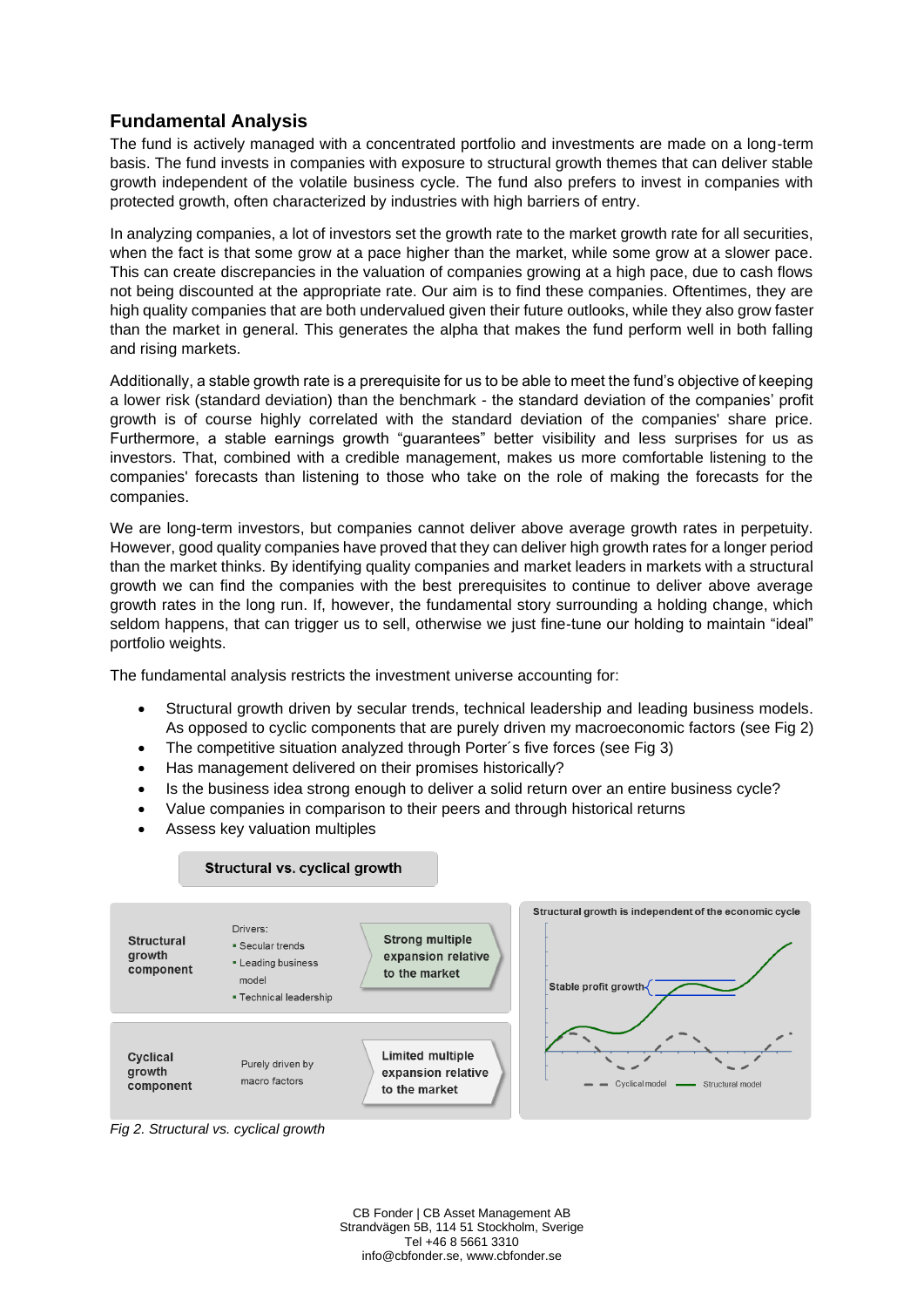## Fundamental Analysis

The fund is actively managed with a concentrated portfolio and investments are made on a long-term basis. The fund invests in companies with exposure to structural growth themes that can deliver stable growth independent of the volatile business cycle. The fund also prefers to invest in companies with protected growth, often characterized by industries with high barriers of entry.

In analyzing companies, a lot of investors set the growth rate to the market growth rate for all securities, when the fact is that some grow at a pace higher than the market, while some grow at a slower pace. This can create discrepancies in the valuation of companies growing at a high pace, due to cash flows not being discounted at the appropriate rate. Our aim is to find these companies. Oftentimes, they are high quality companies that are both undervalued given their future outlooks, while they also grow faster than the market in general. This generates the alpha that makes the fund perform well in both falling and rising markets.

Additionally, a stable growth rate is a prerequisite for us to be able to meet the fund's objective of keeping a lower risk (standard deviation) than the benchmark - the standard deviation of the companies' profit growth is of course highly correlated with the standard deviation of the companies' share price. Furthermore, a stable earnings growth "guarantees" better visibility and less surprises for us as investors. That, combined with a credible management, makes us more comfortable listening to the companies' forecasts than listening to those who take on the role of making the forecasts for the companies.

We are long-term investors, but companies cannot deliver above average growth rates in perpetuity. However, good quality companies have proved that they can deliver high growth rates for a longer period than the market thinks. By identifying quality companies and market leaders in markets with a structural growth we can find the companies with the best prerequisites to continue to deliver above average growth rates in the long run. If, however, the fundamental story surrounding a holding change, which seldom happens, that can trigger us to sell, otherwise we just fine-tune our holding to maintain "ideal" portfolio weights.

The fundamental analysis restricts the investment universe accounting for:

- Structural growth driven by secular trends, technical leadership and leading business models. As opposed to cyclic components that are purely driven my macroeconomic factors (see Fig 2)
- The competitive situation analyzed through Porter´s five forces (see Fig 3)
- Has management delivered on their promises historically?
- Is the business idea strong enough to deliver a solid return over an entire business cycle?
- Value companies in comparison to their peers and through historical returns
- Assess key valuation multiples

**Structural vs. cyclical growth**

| | Drivers | |
|---|---|---|
| **Structural growth component** | Drivers: Secular trends; Leading business model; Technical leadership | **Strong multiple expansion relative to the market** |
| **Cyclical growth component** | Purely driven by macro factors | **Limited multiple expansion relative to the market** |

**Structural growth is independent of the economic cycle**

Stable profit growth

Cyclical model — Structural model

*Fig 2. Structural vs. cyclical growth*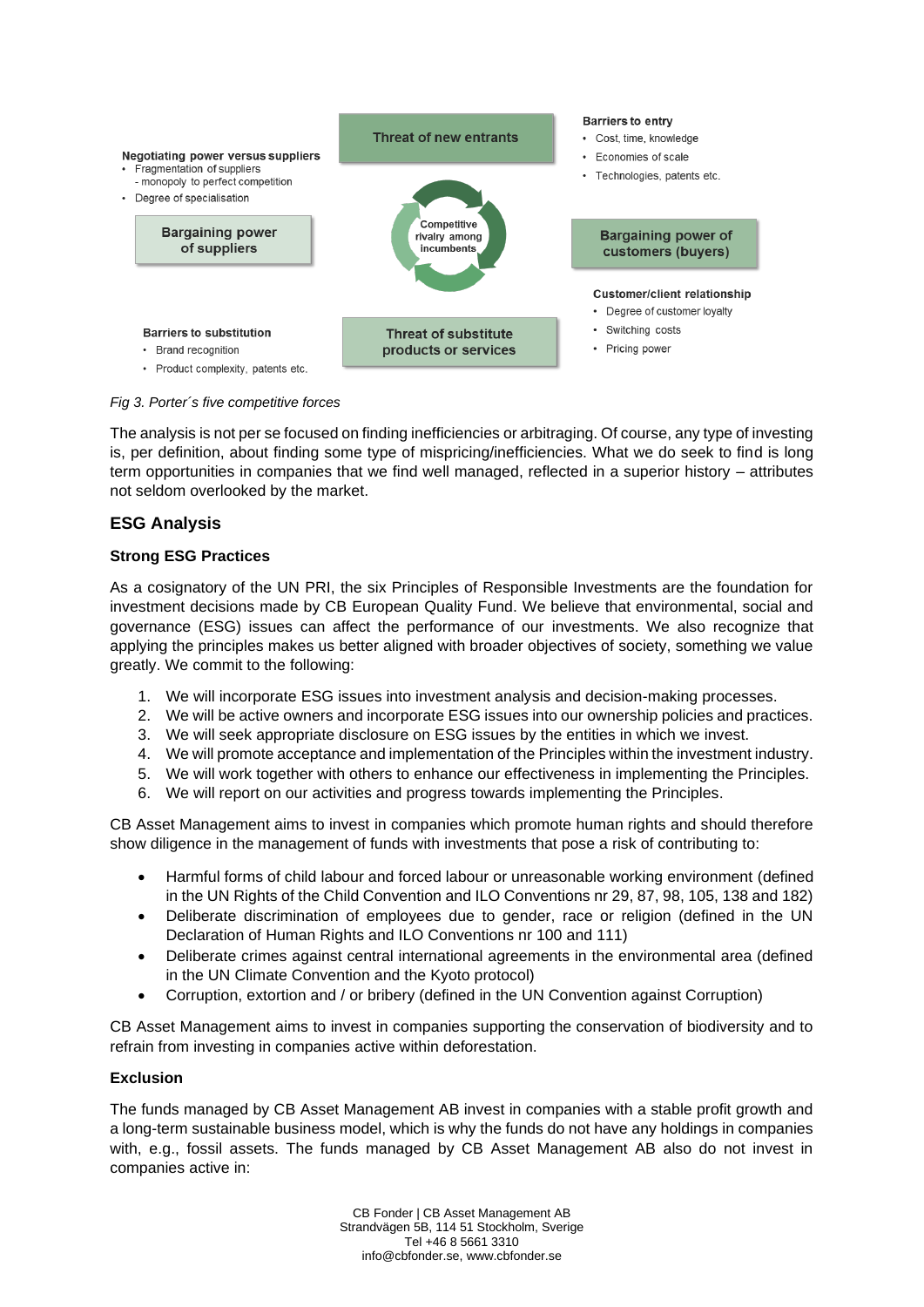Negotiating power versus suppliers
- Fragmentation of suppliers
  - monopoly to perfect competition
- Degree of specialisation

Bargaining power of suppliers

Threat of new entrants

Competitive rivalry among incumbents

Threat of substitute products or services

Barriers to entry
- Cost, time, knowledge
- Economies of scale
- Technologies, patents etc.

Bargaining power of customers (buyers)

Customer/client relationship
- Degree of customer loyalty
- Switching costs
- Pricing power

Barriers to substitution
- Brand recognition
- Product complexity, patents etc.

*Fig 3. Porter´s five competitive forces*

The analysis is not per se focused on finding inefficiencies or arbitraging. Of course, any type of investing is, per definition, about finding some type of mispricing/inefficiencies. What we do seek to find is long term opportunities in companies that we find well managed, reflected in a superior history – attributes not seldom overlooked by the market.

## ESG Analysis

### Strong ESG Practices

As a cosignatory of the UN PRI, the six Principles of Responsible Investments are the foundation for investment decisions made by CB European Quality Fund. We believe that environmental, social and governance (ESG) issues can affect the performance of our investments. We also recognize that applying the principles makes us better aligned with broader objectives of society, something we value greatly. We commit to the following:

1. We will incorporate ESG issues into investment analysis and decision-making processes.
2. We will be active owners and incorporate ESG issues into our ownership policies and practices.
3. We will seek appropriate disclosure on ESG issues by the entities in which we invest.
4. We will promote acceptance and implementation of the Principles within the investment industry.
5. We will work together with others to enhance our effectiveness in implementing the Principles.
6. We will report on our activities and progress towards implementing the Principles.

CB Asset Management aims to invest in companies which promote human rights and should therefore show diligence in the management of funds with investments that pose a risk of contributing to:

- Harmful forms of child labour and forced labour or unreasonable working environment (defined in the UN Rights of the Child Convention and ILO Conventions nr 29, 87, 98, 105, 138 and 182)
- Deliberate discrimination of employees due to gender, race or religion (defined in the UN Declaration of Human Rights and ILO Conventions nr 100 and 111)
- Deliberate crimes against central international agreements in the environmental area (defined in the UN Climate Convention and the Kyoto protocol)
- Corruption, extortion and / or bribery (defined in the UN Convention against Corruption)

CB Asset Management aims to invest in companies supporting the conservation of biodiversity and to refrain from investing in companies active within deforestation.

### Exclusion

The funds managed by CB Asset Management AB invest in companies with a stable profit growth and a long-term sustainable business model, which is why the funds do not have any holdings in companies with, e.g., fossil assets. The funds managed by CB Asset Management AB also do not invest in companies active in: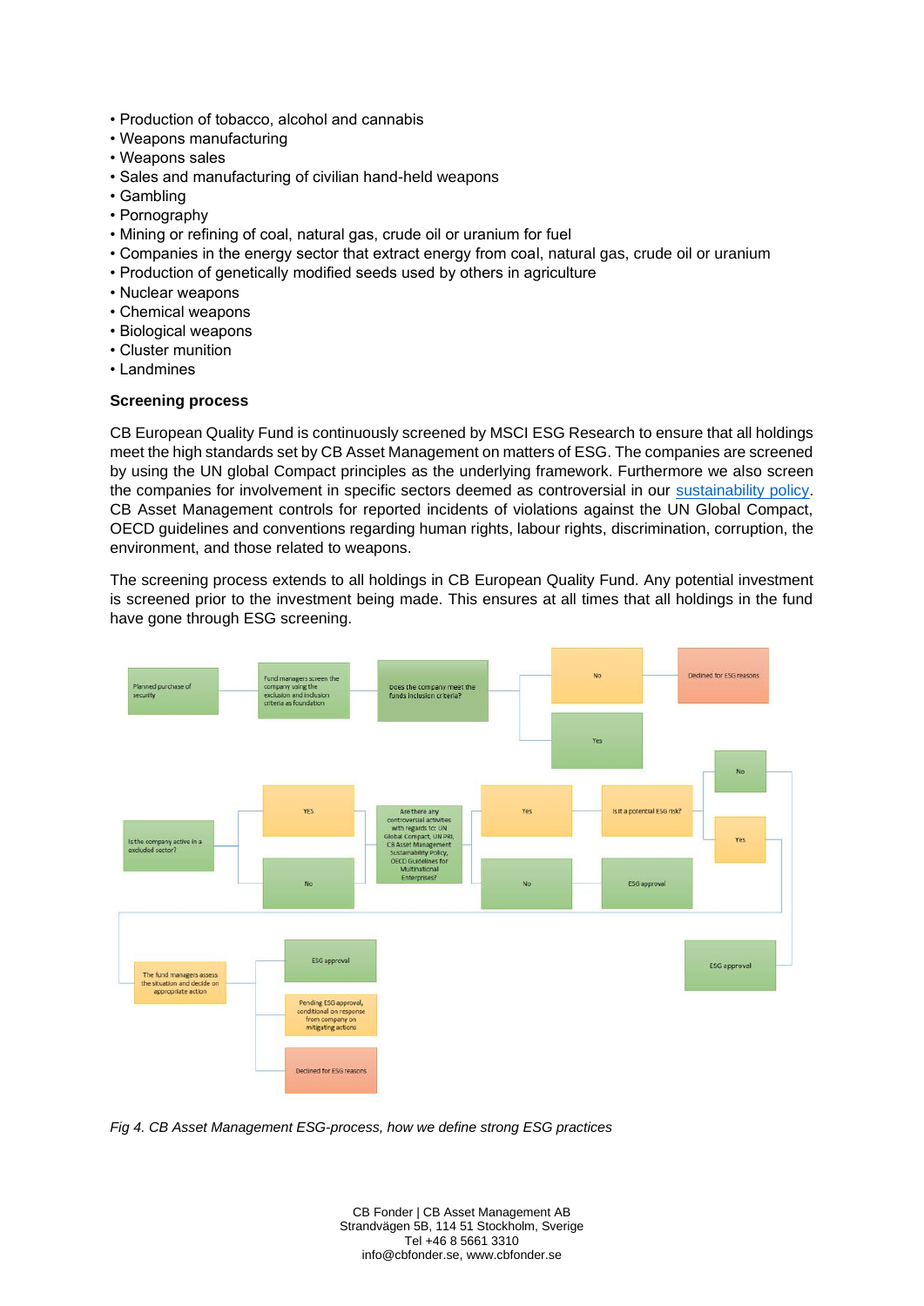- Production of tobacco, alcohol and cannabis
- Weapons manufacturing
- Weapons sales
- Sales and manufacturing of civilian hand-held weapons
- Gambling
- Pornography
- Mining or refining of coal, natural gas, crude oil or uranium for fuel
- Companies in the energy sector that extract energy from coal, natural gas, crude oil or uranium
- Production of genetically modified seeds used by others in agriculture
- Nuclear weapons
- Chemical weapons
- Biological weapons
- Cluster munition
- Landmines

**Screening process**

CB European Quality Fund is continuously screened by MSCI ESG Research to ensure that all holdings meet the high standards set by CB Asset Management on matters of ESG. The companies are screened by using the UN global Compact principles as the underlying framework. Furthermore we also screen the companies for involvement in specific sectors deemed as controversial in our sustainability policy. CB Asset Management controls for reported incidents of violations against the UN Global Compact, OECD guidelines and conventions regarding human rights, labour rights, discrimination, corruption, the environment, and those related to weapons.

The screening process extends to all holdings in CB European Quality Fund. Any potential investment is screened prior to the investment being made. This ensures at all times that all holdings in the fund have gone through ESG screening.

*Fig 4. CB Asset Management ESG-process, how we define strong ESG practices*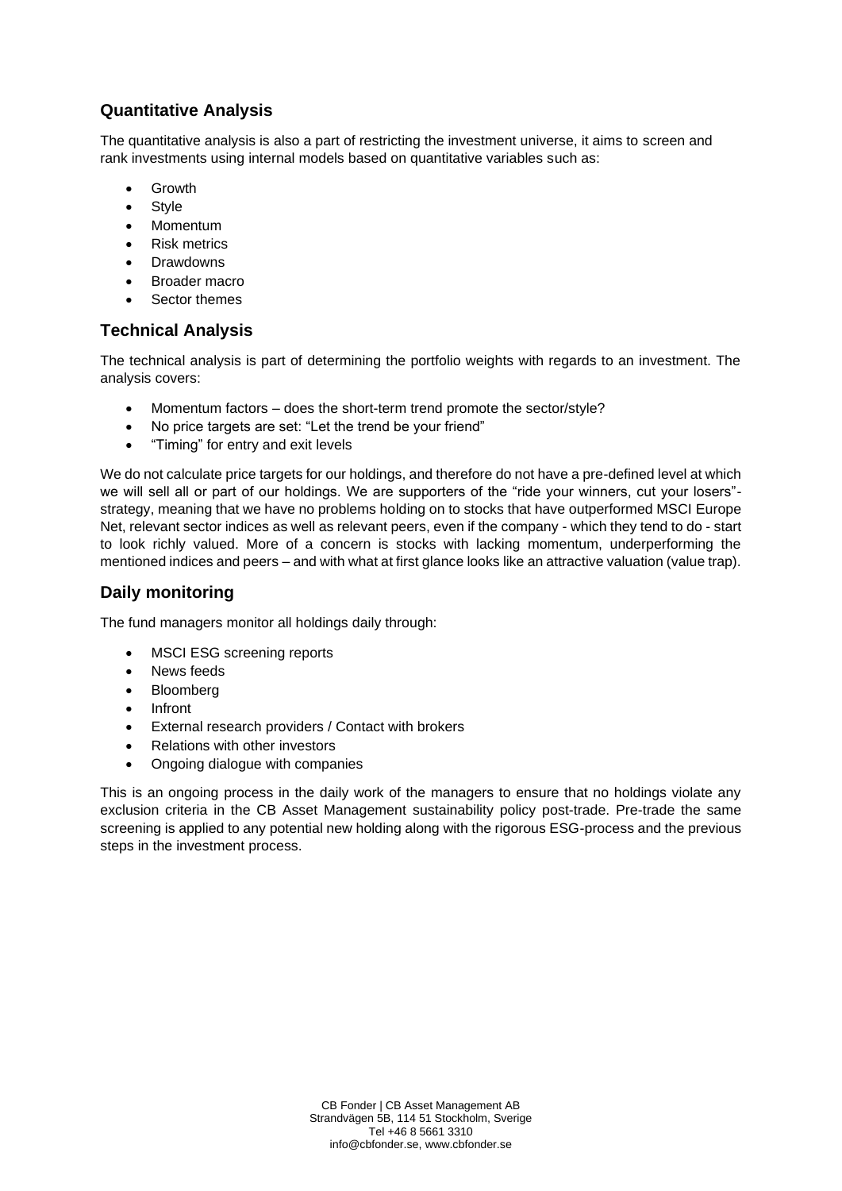## Quantitative Analysis

The quantitative analysis is also a part of restricting the investment universe, it aims to screen and rank investments using internal models based on quantitative variables such as:

- Growth
- Style
- Momentum
- Risk metrics
- Drawdowns
- Broader macro
- Sector themes

## Technical Analysis

The technical analysis is part of determining the portfolio weights with regards to an investment. The analysis covers:

- Momentum factors – does the short-term trend promote the sector/style?
- No price targets are set: "Let the trend be your friend"
- "Timing" for entry and exit levels

We do not calculate price targets for our holdings, and therefore do not have a pre-defined level at which we will sell all or part of our holdings. We are supporters of the "ride your winners, cut your losers"-strategy, meaning that we have no problems holding on to stocks that have outperformed MSCI Europe Net, relevant sector indices as well as relevant peers, even if the company - which they tend to do - start to look richly valued. More of a concern is stocks with lacking momentum, underperforming the mentioned indices and peers – and with what at first glance looks like an attractive valuation (value trap).

## Daily monitoring

The fund managers monitor all holdings daily through:

- MSCI ESG screening reports
- News feeds
- Bloomberg
- Infront
- External research providers / Contact with brokers
- Relations with other investors
- Ongoing dialogue with companies

This is an ongoing process in the daily work of the managers to ensure that no holdings violate any exclusion criteria in the CB Asset Management sustainability policy post-trade. Pre-trade the same screening is applied to any potential new holding along with the rigorous ESG-process and the previous steps in the investment process.